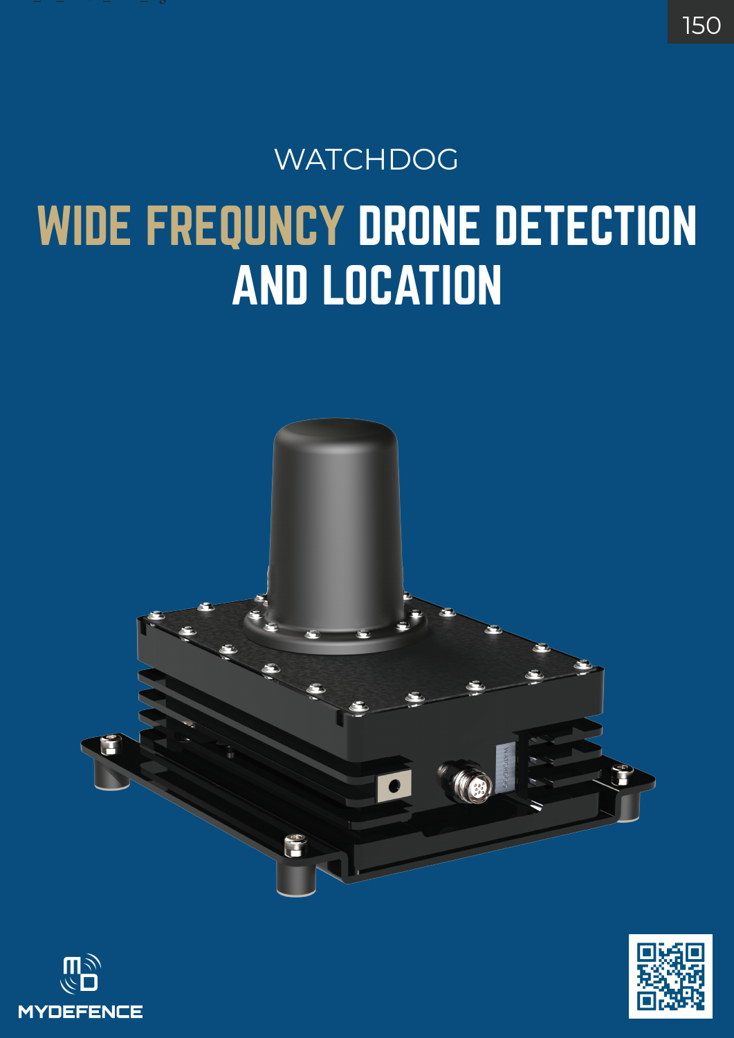# WATCHDOG

# WIDE FREQUNCY DRONE DETECTION AND LOCATION

MYDEFENCE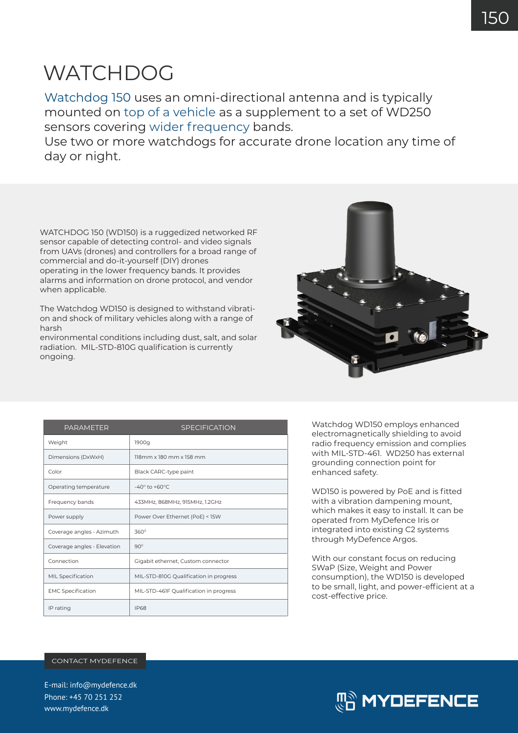# WATCHDOG

Watchdog 150 uses an omni-directional antenna and is typically mounted on top of a vehicle as a supplement to a set of WD250 sensors covering wider frequency bands.
Use two or more watchdogs for accurate drone location any time of day or night.

WATCHDOG 150 (WD150) is a ruggedized networked RF sensor capable of detecting control- and video signals from UAVs (drones) and controllers for a broad range of commercial and do-it-yourself (DIY) drones operating in the lower frequency bands. It provides alarms and information on drone protocol, and vendor when applicable.

The Watchdog WD150 is designed to withstand vibration and shock of military vehicles along with a range of harsh environmental conditions including dust, salt, and solar radiation. MIL-STD-810G qualification is currently ongoing.

| PARAMETER | SPECIFICATION |
|---|---|
| Weight | 1900g |
| Dimensions (DxWxH) | 118mm x 180 mm x 158 mm |
| Color | Black CARC-type paint |
| Operating temperature | -40° to +60°C |
| Frequency bands | 433MHz, 868MHz, 915MHz, 1.2GHz |
| Power supply | Power Over Ethernet (PoE) < 15W |
| Coverage angles - Azimuth | 360° |
| Coverage angles - Elevation | 90° |
| Connection | Gigabit ethernet, Custom connector |
| MIL Specification | MIL-STD-810G Qualification in progress |
| EMC Specification | MIL-STD-461F Qualification in progress |
| IP rating | IP68 |

Watchdog WD150 employs enhanced electromagnetically shielding to avoid radio frequency emission and complies with MIL-STD-461. WD250 has external grounding connection point for enhanced safety.

WD150 is powered by PoE and is fitted with a vibration dampening mount, which makes it easy to install. It can be operated from MyDefence Iris or integrated into existing C2 systems through MyDefence Argos.

With our constant focus on reducing SWaP (Size, Weight and Power consumption), the WD150 is developed to be small, light, and power-efficient at a cost-effective price.

CONTACT MYDEFENCE

E-mail: info@mydefence.dk
Phone: +45 70 251 252
www.mydefence.dk

MYDEFENCE